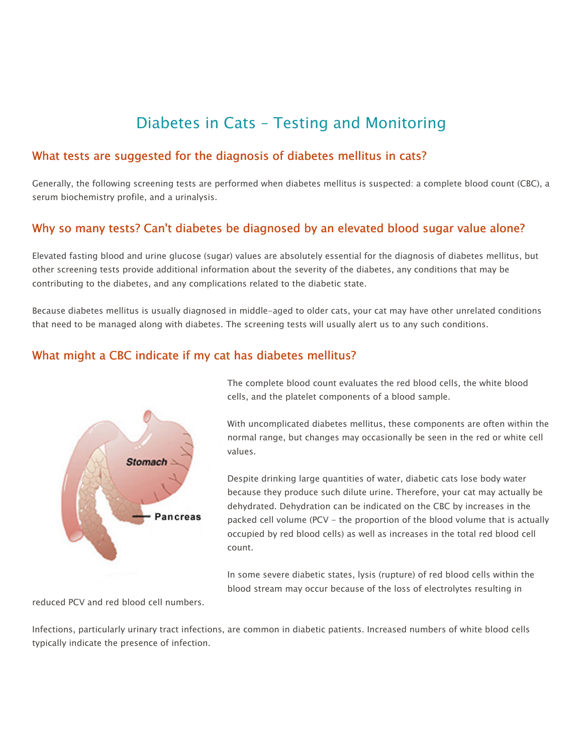# Diabetes in Cats – Testing and Monitoring

## What tests are suggested for the diagnosis of diabetes mellitus in cats?

Generally, the following screening tests are performed when diabetes mellitus is suspected: a complete blood count (CBC), a serum biochemistry profile, and a urinalysis.

## Why so many tests? Can't diabetes be diagnosed by an elevated blood sugar value alone?

Elevated fasting blood and urine glucose (sugar) values are absolutely essential for the diagnosis of diabetes mellitus, but other screening tests provide additional information about the severity of the diabetes, any conditions that may be contributing to the diabetes, and any complications related to the diabetic state.

Because diabetes mellitus is usually diagnosed in middle-aged to older cats, your cat may have other unrelated conditions that need to be managed along with diabetes. The screening tests will usually alert us to any such conditions.

## What might a CBC indicate if my cat has diabetes mellitus?

The complete blood count evaluates the red blood cells, the white blood cells, and the platelet components of a blood sample.

With uncomplicated diabetes mellitus, these components are often within the normal range, but changes may occasionally be seen in the red or white cell values.

Despite drinking large quantities of water, diabetic cats lose body water because they produce such dilute urine. Therefore, your cat may actually be dehydrated. Dehydration can be indicated on the CBC by increases in the packed cell volume (PCV – the proportion of the blood volume that is actually occupied by red blood cells) as well as increases in the total red blood cell count.

In some severe diabetic states, lysis (rupture) of red blood cells within the blood stream may occur because of the loss of electrolytes resulting in reduced PCV and red blood cell numbers.

Infections, particularly urinary tract infections, are common in diabetic patients. Increased numbers of white blood cells typically indicate the presence of infection.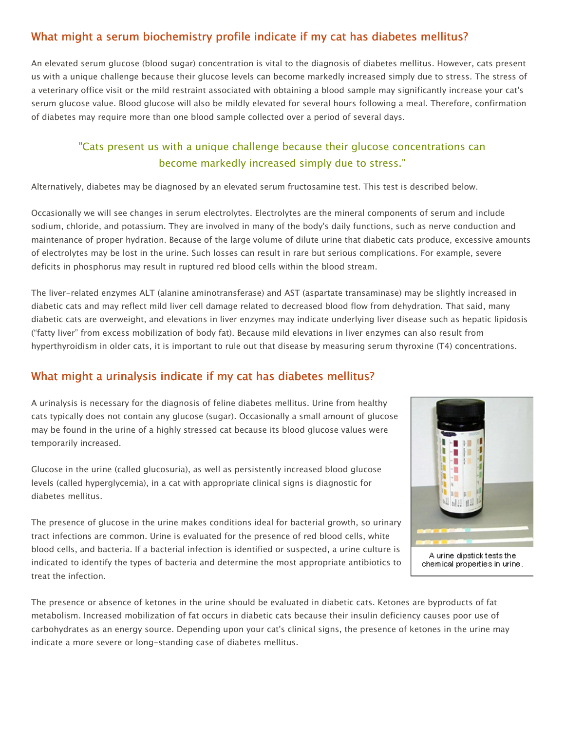## What might a serum biochemistry profile indicate if my cat has diabetes mellitus?

An elevated serum glucose (blood sugar) concentration is vital to the diagnosis of diabetes mellitus. However, cats present us with a unique challenge because their glucose levels can become markedly increased simply due to stress. The stress of a veterinary office visit or the mild restraint associated with obtaining a blood sample may significantly increase your cat's serum glucose value. Blood glucose will also be mildly elevated for several hours following a meal. Therefore, confirmation of diabetes may require more than one blood sample collected over a period of several days.

> "Cats present us with a unique challenge because their glucose concentrations can become markedly increased simply due to stress."

Alternatively, diabetes may be diagnosed by an elevated serum fructosamine test. This test is described below.

Occasionally we will see changes in serum electrolytes. Electrolytes are the mineral components of serum and include sodium, chloride, and potassium. They are involved in many of the body's daily functions, such as nerve conduction and maintenance of proper hydration. Because of the large volume of dilute urine that diabetic cats produce, excessive amounts of electrolytes may be lost in the urine. Such losses can result in rare but serious complications. For example, severe deficits in phosphorus may result in ruptured red blood cells within the blood stream.

The liver-related enzymes ALT (alanine aminotransferase) and AST (aspartate transaminase) may be slightly increased in diabetic cats and may reflect mild liver cell damage related to decreased blood flow from dehydration. That said, many diabetic cats are overweight, and elevations in liver enzymes may indicate underlying liver disease such as hepatic lipidosis ("fatty liver" from excess mobilization of body fat). Because mild elevations in liver enzymes can also result from hyperthyroidism in older cats, it is important to rule out that disease by measuring serum thyroxine (T4) concentrations.

## What might a urinalysis indicate if my cat has diabetes mellitus?

A urinalysis is necessary for the diagnosis of feline diabetes mellitus. Urine from healthy cats typically does not contain any glucose (sugar). Occasionally a small amount of glucose may be found in the urine of a highly stressed cat because its blood glucose values were temporarily increased.

Glucose in the urine (called glucosuria), as well as persistently increased blood glucose levels (called hyperglycemia), in a cat with appropriate clinical signs is diagnostic for diabetes mellitus.

The presence of glucose in the urine makes conditions ideal for bacterial growth, so urinary tract infections are common. Urine is evaluated for the presence of red blood cells, white blood cells, and bacteria. If a bacterial infection is identified or suspected, a urine culture is indicated to identify the types of bacteria and determine the most appropriate antibiotics to treat the infection.

A urine dipstick tests the chemical properties in urine.

The presence or absence of ketones in the urine should be evaluated in diabetic cats. Ketones are byproducts of fat metabolism. Increased mobilization of fat occurs in diabetic cats because their insulin deficiency causes poor use of carbohydrates as an energy source. Depending upon your cat's clinical signs, the presence of ketones in the urine may indicate a more severe or long-standing case of diabetes mellitus.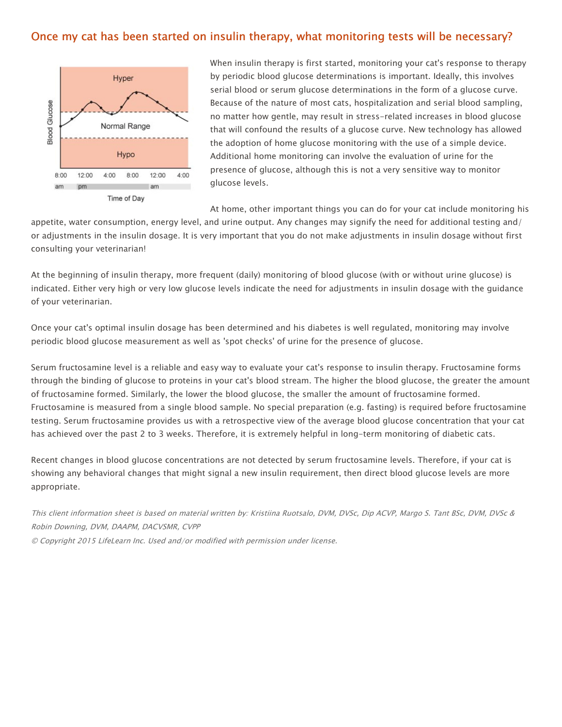## Once my cat has been started on insulin therapy, what monitoring tests will be necessary?

Hyper

Normal Range

Hypo

Blood Glucose

8:00 12:00 4:00 8:00 12:00 4:00

am pm am

Time of Day

When insulin therapy is first started, monitoring your cat's response to therapy by periodic blood glucose determinations is important. Ideally, this involves serial blood or serum glucose determinations in the form of a glucose curve. Because of the nature of most cats, hospitalization and serial blood sampling, no matter how gentle, may result in stress-related increases in blood glucose that will confound the results of a glucose curve. New technology has allowed the adoption of home glucose monitoring with the use of a simple device. Additional home monitoring can involve the evaluation of urine for the presence of glucose, although this is not a very sensitive way to monitor glucose levels.

At home, other important things you can do for your cat include monitoring his appetite, water consumption, energy level, and urine output. Any changes may signify the need for additional testing and/or adjustments in the insulin dosage. It is very important that you do not make adjustments in insulin dosage without first consulting your veterinarian!

At the beginning of insulin therapy, more frequent (daily) monitoring of blood glucose (with or without urine glucose) is indicated. Either very high or very low glucose levels indicate the need for adjustments in insulin dosage with the guidance of your veterinarian.

Once your cat's optimal insulin dosage has been determined and his diabetes is well regulated, monitoring may involve periodic blood glucose measurement as well as 'spot checks' of urine for the presence of glucose.

Serum fructosamine level is a reliable and easy way to evaluate your cat's response to insulin therapy. Fructosamine forms through the binding of glucose to proteins in your cat's blood stream. The higher the blood glucose, the greater the amount of fructosamine formed. Similarly, the lower the blood glucose, the smaller the amount of fructosamine formed. Fructosamine is measured from a single blood sample. No special preparation (e.g. fasting) is required before fructosamine testing. Serum fructosamine provides us with a retrospective view of the average blood glucose concentration that your cat has achieved over the past 2 to 3 weeks. Therefore, it is extremely helpful in long-term monitoring of diabetic cats.

Recent changes in blood glucose concentrations are not detected by serum fructosamine levels. Therefore, if your cat is showing any behavioral changes that might signal a new insulin requirement, then direct blood glucose levels are more appropriate.

*This client information sheet is based on material written by: Kristiina Ruotsalo, DVM, DVSc, Dip ACVP, Margo S. Tant BSc, DVM, DVSc & Robin Downing, DVM, DAAPM, DACVSMR, CVPP*

*© Copyright 2015 LifeLearn Inc. Used and/or modified with permission under license.*